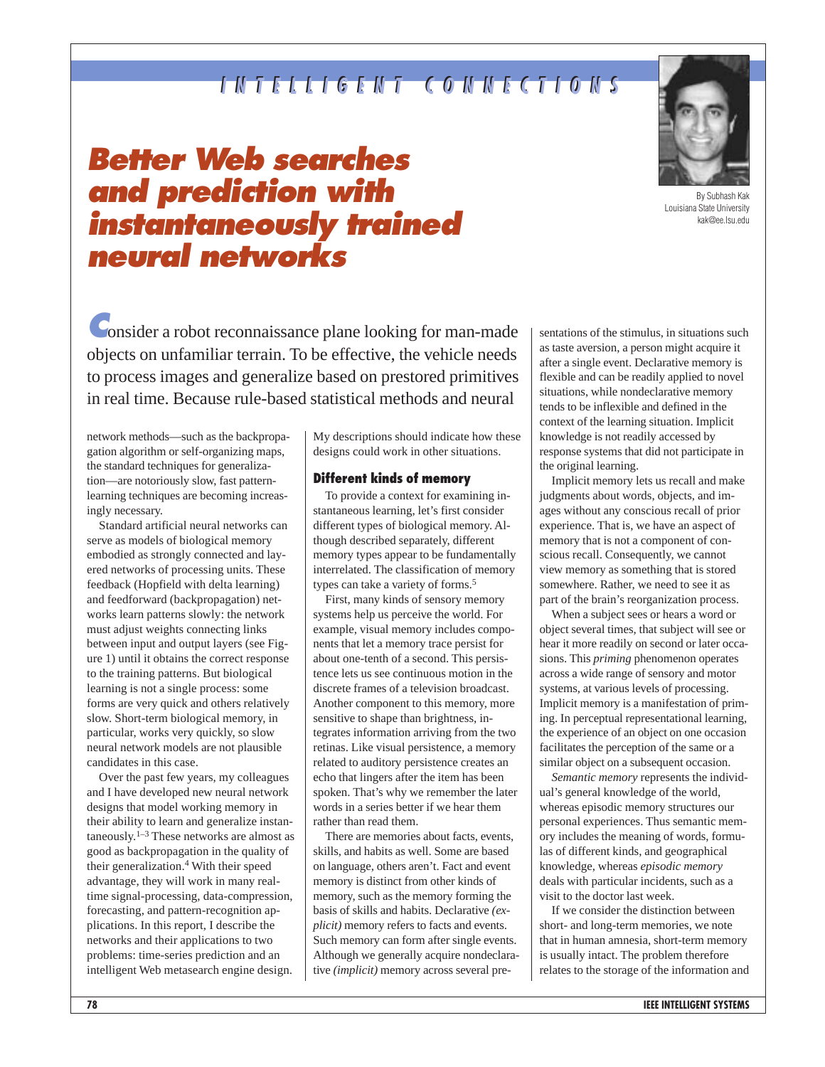INTELLIGENT CONNECTIONS

# Better Web searches and prediction with instantaneously trained neural networks

By Subhash Kak
Louisiana State University
kak@ee.lsu.edu

Consider a robot reconnaissance plane looking for man-made objects on unfamiliar terrain. To be effective, the vehicle needs to process images and generalize based on prestored primitives in real time. Because rule-based statistical methods and neural network methods—such as the backpropagation algorithm or self-organizing maps, the standard techniques for generalization—are notoriously slow, fast pattern-learning techniques are becoming increasingly necessary.

Standard artificial neural networks can serve as models of biological memory embodied as strongly connected and layered networks of processing units. These feedback (Hopfield with delta learning) and feedforward (backpropagation) networks learn patterns slowly: the network must adjust weights connecting links between input and output layers (see Figure 1) until it obtains the correct response to the training patterns. But biological learning is not a single process: some forms are very quick and others relatively slow. Short-term biological memory, in particular, works very quickly, so slow neural network models are not plausible candidates in this case.

Over the past few years, my colleagues and I have developed new neural network designs that model working memory in their ability to learn and generalize instantaneously.[1–3] These networks are almost as good as backpropagation in the quality of their generalization.[4] With their speed advantage, they will work in many real-time signal-processing, data-compression, forecasting, and pattern-recognition applications. In this report, I describe the networks and their applications to two problems: time-series prediction and an intelligent Web metasearch engine design. My descriptions should indicate how these designs could work in other situations.

## Different kinds of memory

To provide a context for examining instantaneous learning, let's first consider different types of biological memory. Although described separately, different memory types appear to be fundamentally interrelated. The classification of memory types can take a variety of forms.[5]

First, many kinds of sensory memory systems help us perceive the world. For example, visual memory includes components that let a memory trace persist for about one-tenth of a second. This persistence lets us see continuous motion in the discrete frames of a television broadcast. Another component to this memory, more sensitive to shape than brightness, integrates information arriving from the two retinas. Like visual persistence, a memory related to auditory persistence creates an echo that lingers after the item has been spoken. That's why we remember the later words in a series better if we hear them rather than read them.

There are memories about facts, events, skills, and habits as well. Some are based on language, others aren't. Fact and event memory is distinct from other kinds of memory, such as the memory forming the basis of skills and habits. Declarative *(explicit)* memory refers to facts and events. Such memory can form after single events. Although we generally acquire nondeclarative *(implicit)* memory across several presentations of the stimulus, in situations such as taste aversion, a person might acquire it after a single event. Declarative memory is flexible and can be readily applied to novel situations, while nondeclarative memory tends to be inflexible and defined in the context of the learning situation. Implicit knowledge is not readily accessed by response systems that did not participate in the original learning.

Implicit memory lets us recall and make judgments about words, objects, and images without any conscious recall of prior experience. That is, we have an aspect of memory that is not a component of conscious recall. Consequently, we cannot view memory as something that is stored somewhere. Rather, we need to see it as part of the brain's reorganization process.

When a subject sees or hears a word or object several times, that subject will see or hear it more readily on second or later occasions. This *priming* phenomenon operates across a wide range of sensory and motor systems, at various levels of processing. Implicit memory is a manifestation of priming. In perceptual representational learning, the experience of an object on one occasion facilitates the perception of the same or a similar object on a subsequent occasion.

*Semantic memory* represents the individual's general knowledge of the world, whereas episodic memory structures our personal experiences. Thus semantic memory includes the meaning of words, formulas of different kinds, and geographical knowledge, whereas *episodic memory* deals with particular incidents, such as a visit to the doctor last week.

If we consider the distinction between short- and long-term memories, we note that in human amnesia, short-term memory is usually intact. The problem therefore relates to the storage of the information and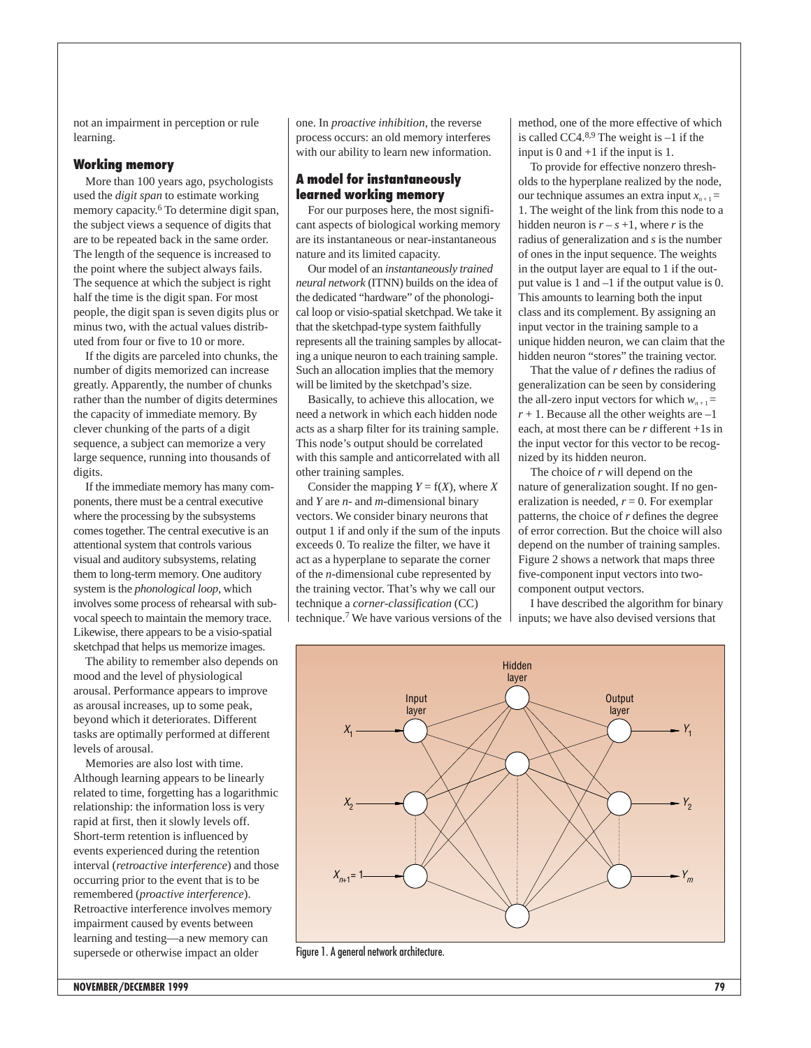not an impairment in perception or rule learning.

### Working memory

More than 100 years ago, psychologists used the *digit span* to estimate working memory capacity.[6] To determine digit span, the subject views a sequence of digits that are to be repeated back in the same order. The length of the sequence is increased to the point where the subject always fails. The sequence at which the subject is right half the time is the digit span. For most people, the digit span is seven digits plus or minus two, with the actual values distributed from four or five to 10 or more.

If the digits are parceled into chunks, the number of digits memorized can increase greatly. Apparently, the number of chunks rather than the number of digits determines the capacity of immediate memory. By clever chunking of the parts of a digit sequence, a subject can memorize a very large sequence, running into thousands of digits.

If the immediate memory has many components, there must be a central executive where the processing by the subsystems comes together. The central executive is an attentional system that controls various visual and auditory subsystems, relating them to long-term memory. One auditory system is the *phonological loop*, which involves some process of rehearsal with subvocal speech to maintain the memory trace. Likewise, there appears to be a visio-spatial sketchpad that helps us memorize images.

The ability to remember also depends on mood and the level of physiological arousal. Performance appears to improve as arousal increases, up to some peak, beyond which it deteriorates. Different tasks are optimally performed at different levels of arousal.

Memories are also lost with time. Although learning appears to be linearly related to time, forgetting has a logarithmic relationship: the information loss is very rapid at first, then it slowly levels off. Short-term retention is influenced by events experienced during the retention interval (*retroactive interference*) and those occurring prior to the event that is to be remembered (*proactive interference*). Retroactive interference involves memory impairment caused by events between learning and testing—a new memory can supersede or otherwise impact an older one. In *proactive inhibition*, the reverse process occurs: an old memory interferes with our ability to learn new information.

### A model for instantaneously learned working memory

For our purposes here, the most significant aspects of biological working memory are its instantaneous or near-instantaneous nature and its limited capacity.

Our model of an *instantaneously trained neural network* (ITNN) builds on the idea of the dedicated "hardware" of the phonological loop or visio-spatial sketchpad. We take it that the sketchpad-type system faithfully represents all the training samples by allocating a unique neuron to each training sample. Such an allocation implies that the memory will be limited by the sketchpad's size.

Basically, to achieve this allocation, we need a network in which each hidden node acts as a sharp filter for its training sample. This node's output should be correlated with this sample and anticorrelated with all other training samples.

Consider the mapping $Y = f(X)$, where $X$ and $Y$ are $n$- and $m$-dimensional binary vectors. We consider binary neurons that output 1 if and only if the sum of the inputs exceeds 0. To realize the filter, we have it act as a hyperplane to separate the corner of the $n$-dimensional cube represented by the training vector. That's why we call our technique a *corner-classification* (CC) technique.[7] We have various versions of the method, one of the more effective of which is called CC4.[8,9] The weight is $-1$ if the input is 0 and $+1$ if the input is 1.

To provide for effective nonzero thresholds to the hyperplane realized by the node, our technique assumes an extra input $x_{n+1} = 1$. The weight of the link from this node to a hidden neuron is $r - s + 1$, where $r$ is the radius of generalization and $s$ is the number of ones in the input sequence. The weights in the output layer are equal to 1 if the output value is 1 and $-1$ if the output value is 0. This amounts to learning both the input class and its complement. By assigning an input vector in the training sample to a unique hidden neuron, we can claim that the hidden neuron "stores" the training vector.

That the value of $r$ defines the radius of generalization can be seen by considering the all-zero input vectors for which $w_{n+1} = r + 1$. Because all the other weights are $-1$ each, at most there can be $r$ different +1s in the input vector for this vector to be recognized by its hidden neuron.

The choice of $r$ will depend on the nature of generalization sought. If no generalization is needed, $r = 0$. For exemplar patterns, the choice of $r$ defines the degree of error correction. But the choice will also depend on the number of training samples. Figure 2 shows a network that maps three five-component input vectors into two-component output vectors.

I have described the algorithm for binary inputs; we have also devised versions that

Figure 1. A general network architecture.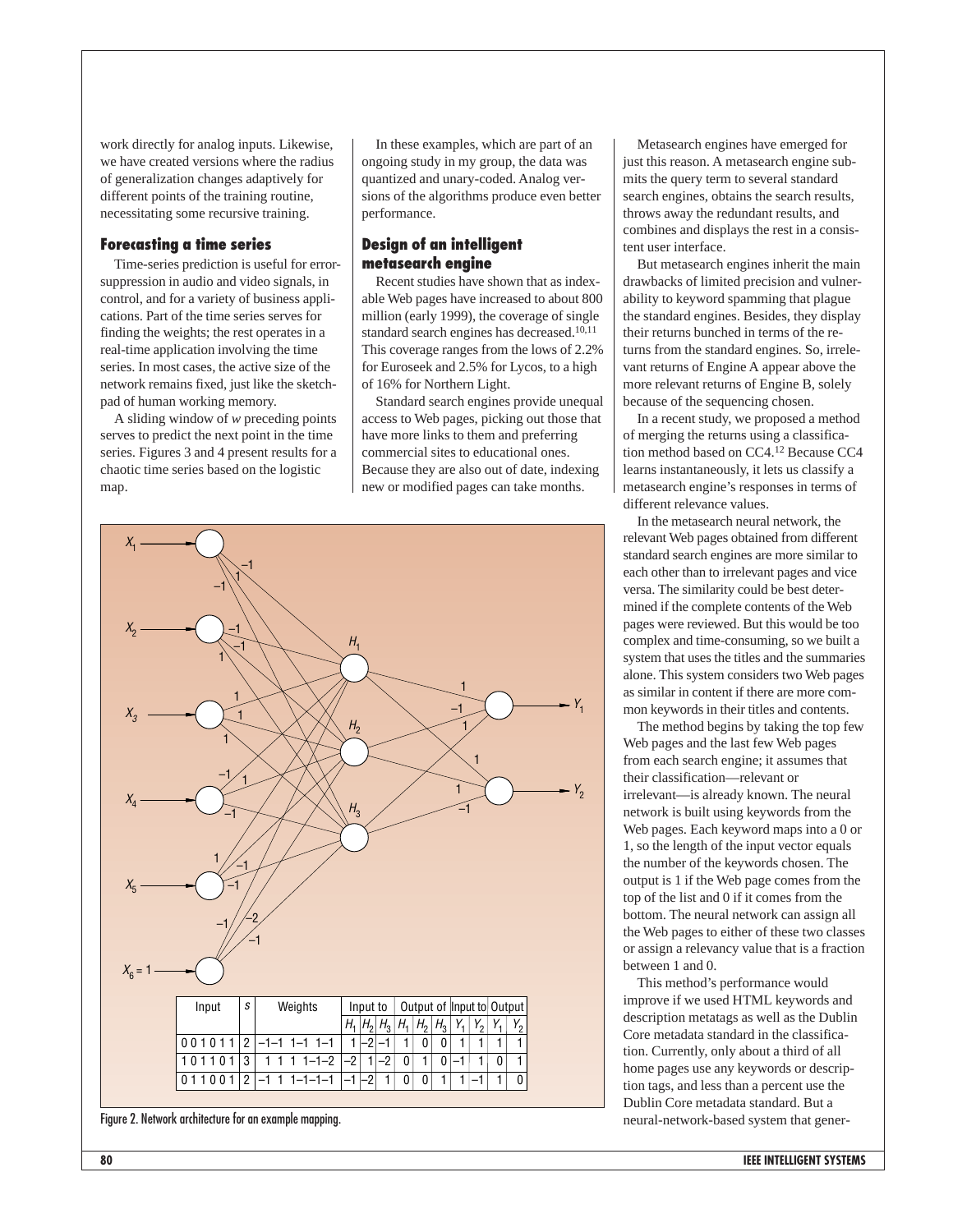work directly for analog inputs. Likewise, we have created versions where the radius of generalization changes adaptively for different points of the training routine, necessitating some recursive training.

## Forecasting a time series

Time-series prediction is useful for error-suppression in audio and video signals, in control, and for a variety of business applications. Part of the time series serves for finding the weights; the rest operates in a real-time application involving the time series. In most cases, the active size of the network remains fixed, just like the sketchpad of human working memory.

A sliding window of $w$ preceding points serves to predict the next point in the time series. Figures 3 and 4 present results for a chaotic time series based on the logistic map.

In these examples, which are part of an ongoing study in my group, the data was quantized and unary-coded. Analog versions of the algorithms produce even better performance.

## Design of an intelligent metasearch engine

Recent studies have shown that as indexable Web pages have increased to about 800 million (early 1999), the coverage of single standard search engines has decreased.[10,11] This coverage ranges from the lows of 2.2% for Euroseek and 2.5% for Lycos, to a high of 16% for Northern Light.

Standard search engines provide unequal access to Web pages, picking out those that have more links to them and preferring commercial sites to educational ones. Because they are also out of date, indexing new or modified pages can take months.

Metasearch engines have emerged for just this reason. A metasearch engine submits the query term to several standard search engines, obtains the search results, throws away the redundant results, and combines and displays the rest in a consistent user interface.

But metasearch engines inherit the main drawbacks of limited precision and vulnerability to keyword spamming that plague the standard engines. Besides, they display their returns bunched in terms of the returns from the standard engines. So, irrelevant returns of Engine A appear above the more relevant returns of Engine B, solely because of the sequencing chosen.

In a recent study, we proposed a method of merging the returns using a classification method based on CC4.[12] Because CC4 learns instantaneously, it lets us classify a metasearch engine's responses in terms of different relevance values.

In the metasearch neural network, the relevant Web pages obtained from different standard search engines are more similar to each other than to irrelevant pages and vice versa. The similarity could be best determined if the complete contents of the Web pages were reviewed. But this would be too complex and time-consuming, so we built a system that uses the titles and the summaries alone. This system considers two Web pages as similar in content if there are more common keywords in their titles and contents.

The method begins by taking the top few Web pages and the last few Web pages from each search engine; it assumes that their classification—relevant or irrelevant—is already known. The neural network is built using keywords from the Web pages. Each keyword maps into a 0 or 1, so the length of the input vector equals the number of the keywords chosen. The output is 1 if the Web page comes from the top of the list and 0 if it comes from the bottom. The neural network can assign all the Web pages to either of these two classes or assign a relevancy value that is a fraction between 1 and 0.

This method's performance would improve if we used HTML keywords and description metatags as well as the Dublin Core metadata standard in the classification. Currently, only about a third of all home pages use any keywords or description tags, and less than a percent use the Dublin Core metadata standard. But a neural-network-based system that gener-

| Input | $s$ | Weights | Input to $H_1$ | Input to $H_2$ | Input to $H_3$ | Output of $H_1$ | Output of $H_2$ | Output of $H_3$ | Input to $Y_1$ | Input to $Y_2$ | Output $Y_1$ | Output $Y_2$ |
|---|---|---|---|---|---|---|---|---|---|---|---|---|
| 0 0 1 0 1 1 | 2 | –1 –1 1 –1 1 –1 | 1 | –2 | –1 | 1 | 0 | 0 | 1 | 1 | 1 | 1 |
| 1 0 1 1 0 1 | 3 | 1 1 1 1 –1 –2 | –2 | 1 | –2 | 0 | 1 | 0 | –1 | 1 | 0 | 1 |
| 0 1 1 0 0 1 | 2 | –1 1 1 –1 –1 –1 | –1 | –2 | 1 | 0 | 0 | 1 | 1 | –1 | 1 | 0 |

Figure 2. Network architecture for an example mapping.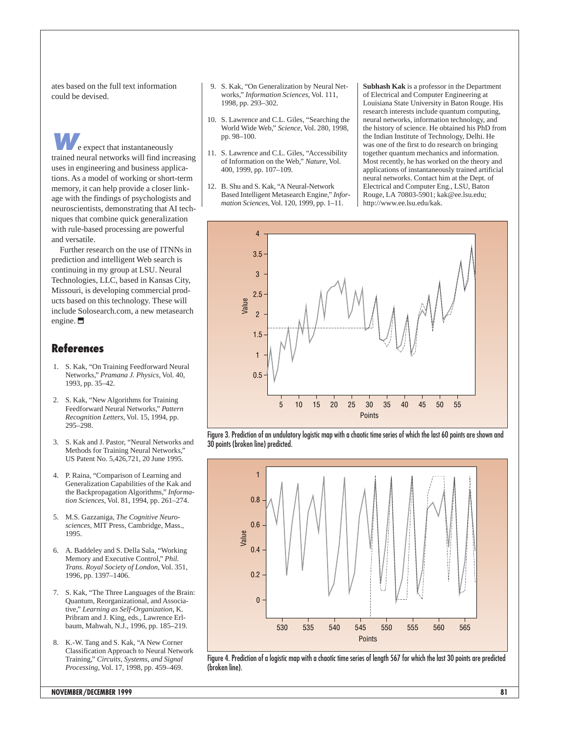ates based on the full text information could be devised.

We expect that instantaneously trained neural networks will find increasing uses in engineering and business applications. As a model of working or short-term memory, it can help provide a closer linkage with the findings of psychologists and neuroscientists, demonstrating that AI techniques that combine quick generalization with rule-based processing are powerful and versatile.

Further research on the use of ITNNs in prediction and intelligent Web search is continuing in my group at LSU. Neural Technologies, LLC, based in Kansas City, Missouri, is developing commercial products based on this technology. These will include Solosearch.com, a new metasearch engine.

## References

1. S. Kak, "On Training Feedforward Neural Networks," *Pramana J. Physics*, Vol. 40, 1993, pp. 35–42.
2. S. Kak, "New Algorithms for Training Feedforward Neural Networks," *Pattern Recognition Letters*, Vol. 15, 1994, pp. 295–298.
3. S. Kak and J. Pastor, "Neural Networks and Methods for Training Neural Networks," US Patent No. 5,426,721, 20 June 1995.
4. P. Raina, "Comparison of Learning and Generalization Capabilities of the Kak and the Backpropagation Algorithms," *Information Sciences*, Vol. 81, 1994, pp. 261–274.
5. M.S. Gazzaniga, *The Cognitive Neurosciences*, MIT Press, Cambridge, Mass., 1995.
6. A. Baddeley and S. Della Sala, "Working Memory and Executive Control," *Phil. Trans. Royal Society of London*, Vol. 351, 1996, pp. 1397–1406.
7. S. Kak, "The Three Languages of the Brain: Quantum, Reorganizational, and Associative," *Learning as Self-Organization*, K. Pribram and J. King, eds., Lawrence Erlbaum, Mahwah, N.J., 1996, pp. 185–219.
8. K.-W. Tang and S. Kak, "A New Corner Classification Approach to Neural Network Training," *Circuits, Systems, and Signal Processing*, Vol. 17, 1998, pp. 459–469.
9. S. Kak, "On Generalization by Neural Networks," *Information Sciences*, Vol. 111, 1998, pp. 293–302.
10. S. Lawrence and C.L. Giles, "Searching the World Wide Web," *Science*, Vol. 280, 1998, pp. 98–100.
11. S. Lawrence and C.L. Giles, "Accessibility of Information on the Web," *Nature*, Vol. 400, 1999, pp. 107–109.
12. B. Shu and S. Kak, "A Neural-Network Based Intelligent Metasearch Engine," *Information Sciences*, Vol. 120, 1999, pp. 1–11.

**Subhash Kak** is a professor in the Department of Electrical and Computer Engineering at Louisiana State University in Baton Rouge. His research interests include quantum computing, neural networks, information technology, and the history of science. He obtained his PhD from the Indian Institute of Technology, Delhi. He was one of the first to do research on bringing together quantum mechanics and information. Most recently, he has worked on the theory and applications of instantaneously trained artificial neural networks. Contact him at the Dept. of Electrical and Computer Eng., LSU, Baton Rouge, LA 70803-5901; kak@ee.lsu.edu; http://www.ee.lsu.edu/kak.

Value
4
3.5
3
2.5
2
1.5
1
0.5
5 10 15 20 25 30 35 40 45 50 55
Points

Figure 3. Prediction of an undulatory logistic map with a chaotic time series of which the last 60 points are shown and 30 points (broken line) predicted.

Value
1
0.8
0.6
0.4
0.2
0
530 535 540 545 550 555 560 565
Points

Figure 4. Prediction of a logistic map with a chaotic time series of length 567 for which the last 30 points are predicted (broken line).